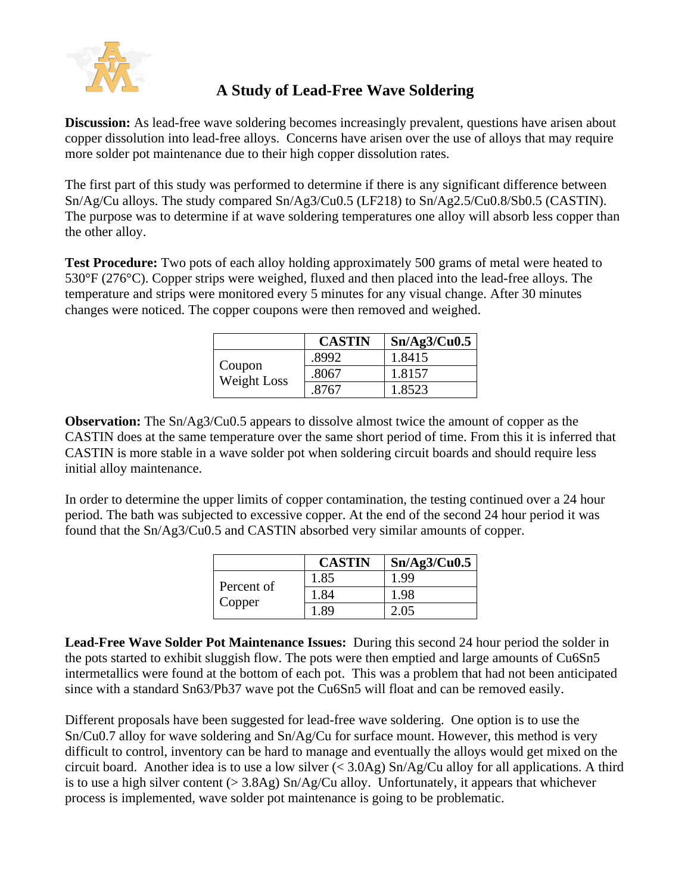# A Study of Lead-Free Wave Soldering

**Discussion:** As lead-free wave soldering becomes increasingly prevalent, questions have arisen about copper dissolution into lead-free alloys. Concerns have arisen over the use of alloys that may require more solder pot maintenance due to their high copper dissolution rates.

The first part of this study was performed to determine if there is any significant difference between Sn/Ag/Cu alloys. The study compared Sn/Ag3/Cu0.5 (LF218) to Sn/Ag2.5/Cu0.8/Sb0.5 (CASTIN). The purpose was to determine if at wave soldering temperatures one alloy will absorb less copper than the other alloy.

**Test Procedure:** Two pots of each alloy holding approximately 500 grams of metal were heated to 530°F (276°C). Copper strips were weighed, fluxed and then placed into the lead-free alloys. The temperature and strips were monitored every 5 minutes for any visual change. After 30 minutes changes were noticed. The copper coupons were then removed and weighed.

| | CASTIN | Sn/Ag3/Cu0.5 |
|---|---|---|
| Coupon Weight Loss | .8992 | 1.8415 |
| | .8067 | 1.8157 |
| | .8767 | 1.8523 |

**Observation:** The Sn/Ag3/Cu0.5 appears to dissolve almost twice the amount of copper as the CASTIN does at the same temperature over the same short period of time. From this it is inferred that CASTIN is more stable in a wave solder pot when soldering circuit boards and should require less initial alloy maintenance.

In order to determine the upper limits of copper contamination, the testing continued over a 24 hour period. The bath was subjected to excessive copper. At the end of the second 24 hour period it was found that the Sn/Ag3/Cu0.5 and CASTIN absorbed very similar amounts of copper.

| | CASTIN | Sn/Ag3/Cu0.5 |
|---|---|---|
| Percent of Copper | 1.85 | 1.99 |
| | 1.84 | 1.98 |
| | 1.89 | 2.05 |

**Lead-Free Wave Solder Pot Maintenance Issues:** During this second 24 hour period the solder in the pots started to exhibit sluggish flow. The pots were then emptied and large amounts of $Cu_6Sn_5$ intermetallics were found at the bottom of each pot. This was a problem that had not been anticipated since with a standard Sn63/Pb37 wave pot the $Cu_6Sn_5$ will float and can be removed easily.

Different proposals have been suggested for lead-free wave soldering. One option is to use the Sn/Cu0.7 alloy for wave soldering and Sn/Ag/Cu for surface mount. However, this method is very difficult to control, inventory can be hard to manage and eventually the alloys would get mixed on the circuit board. Another idea is to use a low silver (< 3.0Ag) Sn/Ag/Cu alloy for all applications. A third is to use a high silver content (> 3.8Ag) Sn/Ag/Cu alloy. Unfortunately, it appears that whichever process is implemented, wave solder pot maintenance is going to be problematic.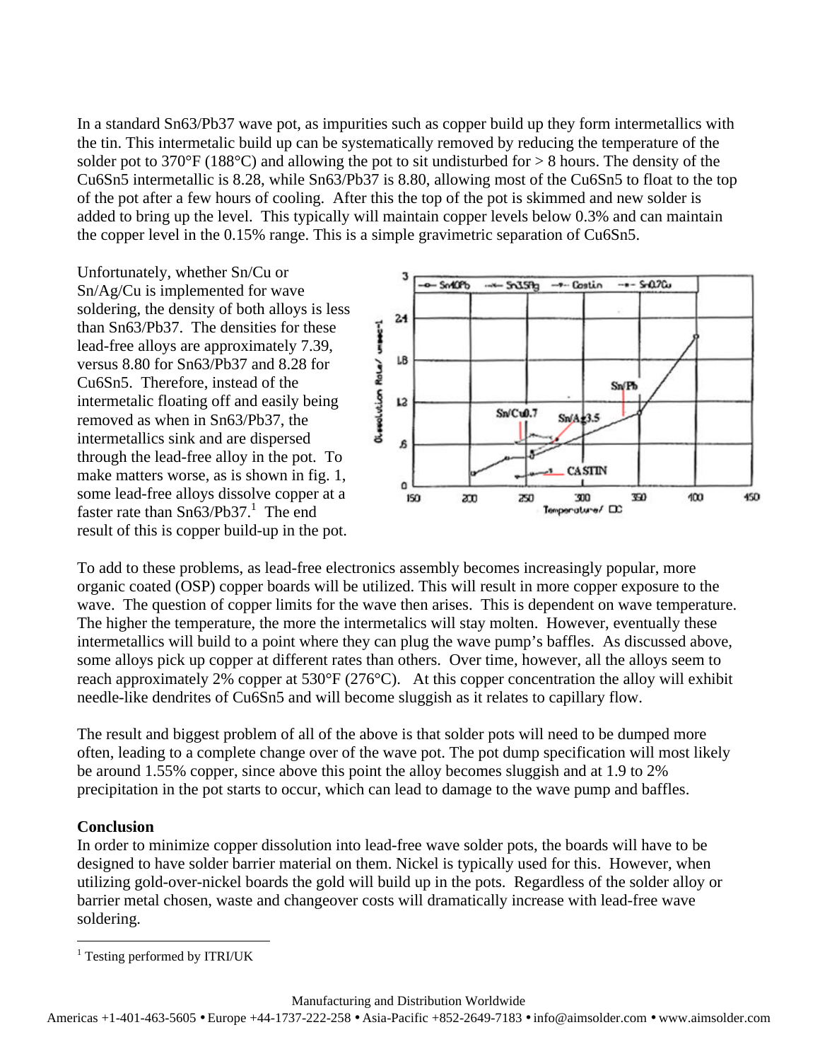In a standard Sn63/Pb37 wave pot, as impurities such as copper build up they form intermetallics with the tin. This intermetalic build up can be systematically removed by reducing the temperature of the solder pot to 370°F (188°C) and allowing the pot to sit undisturbed for > 8 hours. The density of the $Cu_6Sn_5$ intermetallic is 8.28, while Sn63/Pb37 is 8.80, allowing most of the $Cu_6Sn_5$ to float to the top of the pot after a few hours of cooling. After this the top of the pot is skimmed and new solder is added to bring up the level. This typically will maintain copper levels below 0.3% and can maintain the copper level in the 0.15% range. This is a simple gravimetric separation of $Cu_6Sn_5$.

Unfortunately, whether Sn/Cu or Sn/Ag/Cu is implemented for wave soldering, the density of both alloys is less than Sn63/Pb37. The densities for these lead-free alloys are approximately 7.39, versus 8.80 for Sn63/Pb37 and 8.28 for $Cu_6Sn_5$. Therefore, instead of the intermetalic floating off and easily being removed as when in Sn63/Pb37, the intermetallics sink and are dispersed through the lead-free alloy in the pot. To make matters worse, as is shown in fig. 1, some lead-free alloys dissolve copper at a faster rate than Sn63/Pb37.[1] The end result of this is copper build-up in the pot.

Sn40Pb — Sn3.5Ag — Castin — Sn0.7Cu

Dissolution Rate/ umsec-1

3
2.4
1.8
1.2
.6
0

150 200 250 300 350 400 450

Temperature/ DC

Sn/Pb
Sn/Cu0.7
Sn/Ag3.5
CASTIN

To add to these problems, as lead-free electronics assembly becomes increasingly popular, more organic coated (OSP) copper boards will be utilized. This will result in more copper exposure to the wave. The question of copper limits for the wave then arises. This is dependent on wave temperature. The higher the temperature, the more the intermetalics will stay molten. However, eventually these intermetallics will build to a point where they can plug the wave pump's baffles. As discussed above, some alloys pick up copper at different rates than others. Over time, however, all the alloys seem to reach approximately 2% copper at 530°F (276°C). At this copper concentration the alloy will exhibit needle-like dendrites of $Cu_6Sn_5$ and will become sluggish as it relates to capillary flow.

The result and biggest problem of all of the above is that solder pots will need to be dumped more often, leading to a complete change over of the wave pot. The pot dump specification will most likely be around 1.55% copper, since above this point the alloy becomes sluggish and at 1.9 to 2% precipitation in the pot starts to occur, which can lead to damage to the wave pump and baffles.

**Conclusion**

In order to minimize copper dissolution into lead-free wave solder pots, the boards will have to be designed to have solder barrier material on them. Nickel is typically used for this. However, when utilizing gold-over-nickel boards the gold will build up in the pots. Regardless of the solder alloy or barrier metal chosen, waste and changeover costs will dramatically increase with lead-free wave soldering.

---

[1] Testing performed by ITRI/UK

Manufacturing and Distribution Worldwide

Americas +1-401-463-5605 • Europe +44-1737-222-258 • Asia-Pacific +852-2649-7183 • info@aimsolder.com • www.aimsolder.com